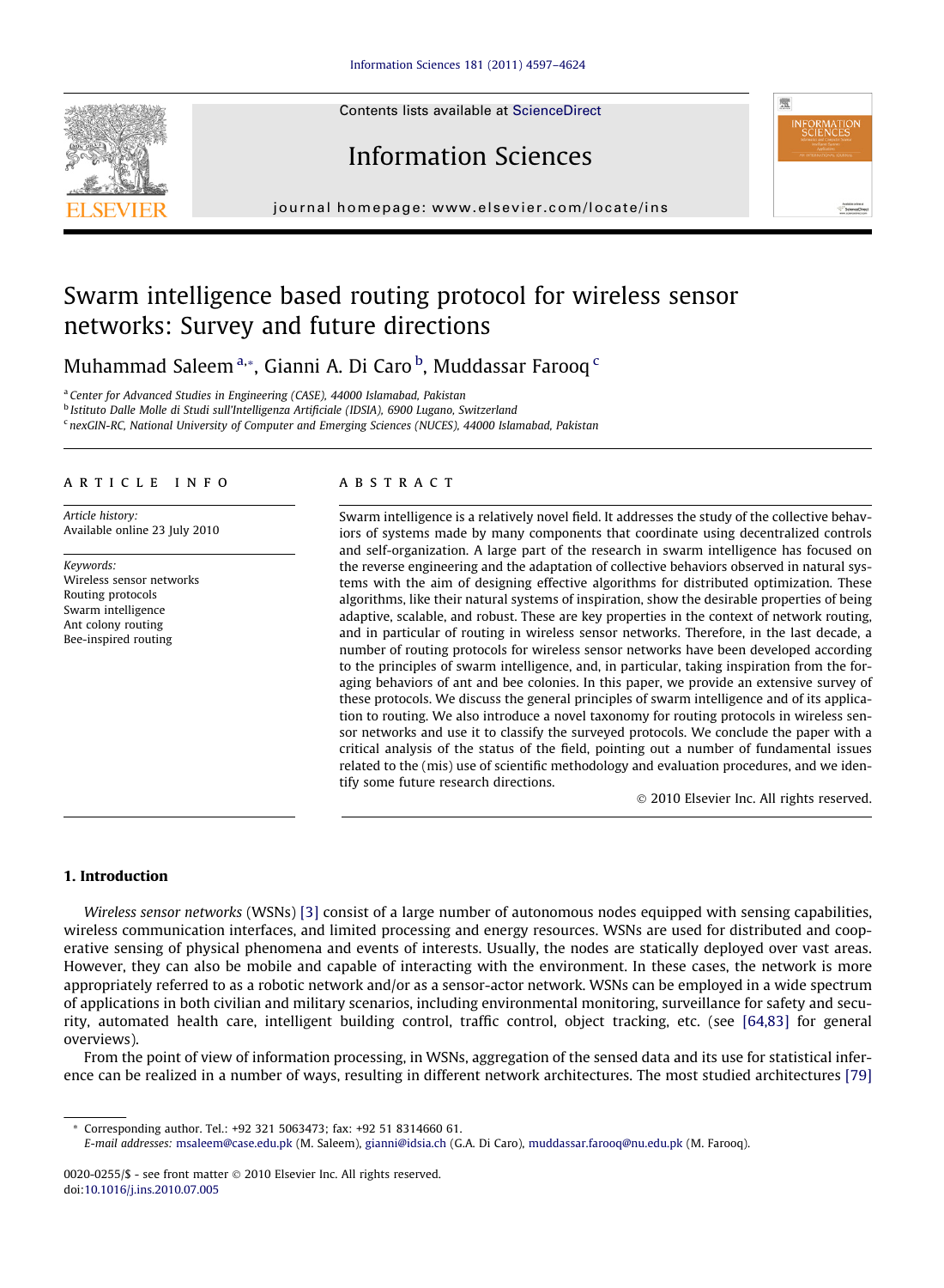# Swarm intelligence based routing protocol for wireless sensor networks: Survey and future directions

Muhammad Saleem [a,*], Gianni A. Di Caro [b], Muddassar Farooq [c]

[a] Center for Advanced Studies in Engineering (CASE), 44000 Islamabad, Pakistan

[b] Istituto Dalle Molle di Studi sull'Intelligenza Artificiale (IDSIA), 6900 Lugano, Switzerland

[c] nexGIN-RC, National University of Computer and Emerging Sciences (NUCES), 44000 Islamabad, Pakistan

## ARTICLE INFO

*Article history:*
Available online 23 July 2010

*Keywords:*
Wireless sensor networks
Routing protocols
Swarm intelligence
Ant colony routing
Bee-inspired routing

## ABSTRACT

Swarm intelligence is a relatively novel field. It addresses the study of the collective behaviors of systems made by many components that coordinate using decentralized controls and self-organization. A large part of the research in swarm intelligence has focused on the reverse engineering and the adaptation of collective behaviors observed in natural systems with the aim of designing effective algorithms for distributed optimization. These algorithms, like their natural systems of inspiration, show the desirable properties of being adaptive, scalable, and robust. These are key properties in the context of network routing, and in particular of routing in wireless sensor networks. Therefore, in the last decade, a number of routing protocols for wireless sensor networks have been developed according to the principles of swarm intelligence, and, in particular, taking inspiration from the foraging behaviors of ant and bee colonies. In this paper, we provide an extensive survey of these protocols. We discuss the general principles of swarm intelligence and of its application to routing. We also introduce a novel taxonomy for routing protocols in wireless sensor networks and use it to classify the surveyed protocols. We conclude the paper with a critical analysis of the status of the field, pointing out a number of fundamental issues related to the (mis) use of scientific methodology and evaluation procedures, and we identify some future research directions.

© 2010 Elsevier Inc. All rights reserved.

## 1. Introduction

*Wireless sensor networks* (WSNs) [3] consist of a large number of autonomous nodes equipped with sensing capabilities, wireless communication interfaces, and limited processing and energy resources. WSNs are used for distributed and cooperative sensing of physical phenomena and events of interests. Usually, the nodes are statically deployed over vast areas. However, they can also be mobile and capable of interacting with the environment. In these cases, the network is more appropriately referred to as a robotic network and/or as a sensor-actor network. WSNs can be employed in a wide spectrum of applications in both civilian and military scenarios, including environmental monitoring, surveillance for safety and security, automated health care, intelligent building control, traffic control, object tracking, etc. (see [64,83] for general overviews).

From the point of view of information processing, in WSNs, aggregation of the sensed data and its use for statistical inference can be realized in a number of ways, resulting in different network architectures. The most studied architectures [79]

---

* Corresponding author. Tel.: +92 321 5063473; fax: +92 51 8314660 61.
*E-mail addresses:* msaleem@case.edu.pk (M. Saleem), gianni@idsia.ch (G.A. Di Caro), muddassar.farooq@nu.edu.pk (M. Farooq).

0020-0255/$ - see front matter © 2010 Elsevier Inc. All rights reserved.
doi:10.1016/j.ins.2010.07.005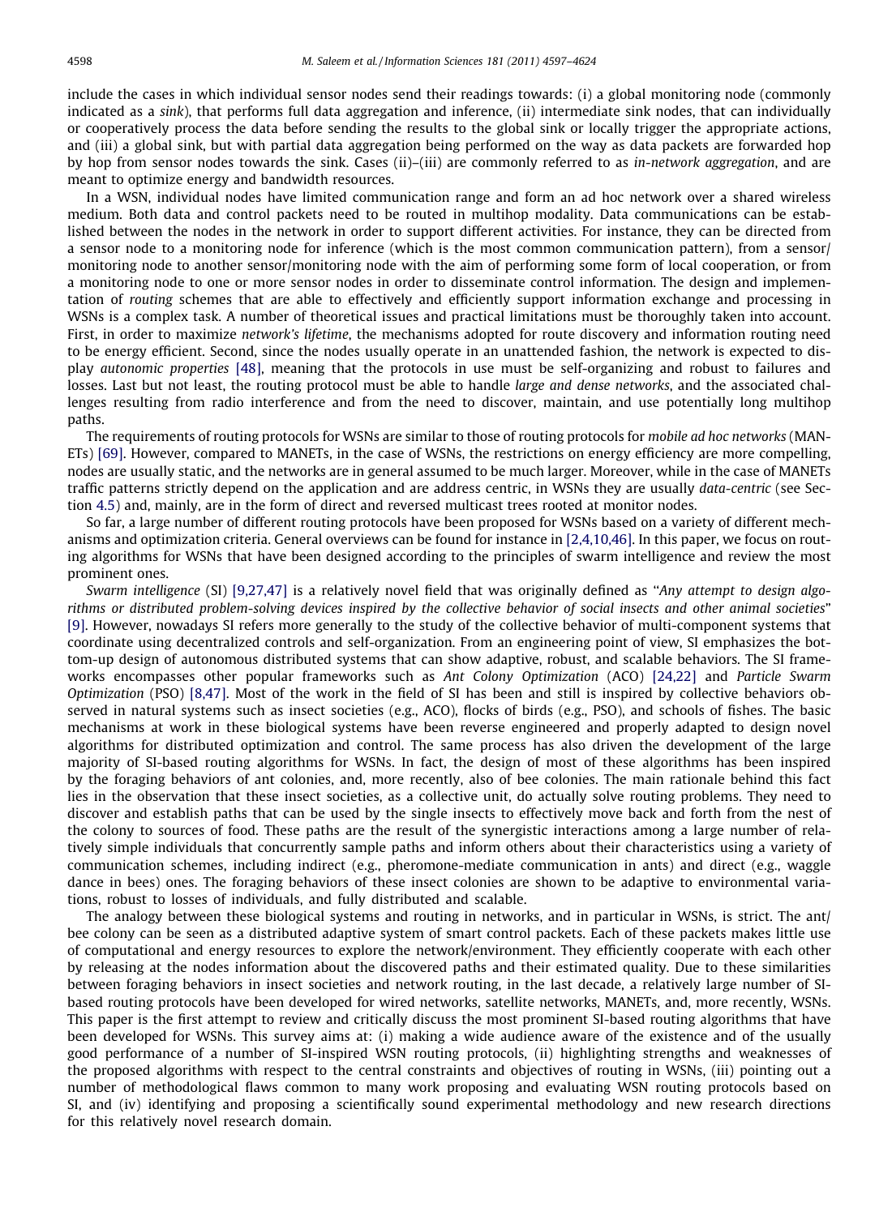include the cases in which individual sensor nodes send their readings towards: (i) a global monitoring node (commonly indicated as a *sink*), that performs full data aggregation and inference, (ii) intermediate sink nodes, that can individually or cooperatively process the data before sending the results to the global sink or locally trigger the appropriate actions, and (iii) a global sink, but with partial data aggregation being performed on the way as data packets are forwarded hop by hop from sensor nodes towards the sink. Cases (ii)–(iii) are commonly referred to as *in-network aggregation*, and are meant to optimize energy and bandwidth resources.

In a WSN, individual nodes have limited communication range and form an ad hoc network over a shared wireless medium. Both data and control packets need to be routed in multihop modality. Data communications can be established between the nodes in the network in order to support different activities. For instance, they can be directed from a sensor node to a monitoring node for inference (which is the most common communication pattern), from a sensor/monitoring node to another sensor/monitoring node with the aim of performing some form of local cooperation, or from a monitoring node to one or more sensor nodes in order to disseminate control information. The design and implementation of *routing* schemes that are able to effectively and efficiently support information exchange and processing in WSNs is a complex task. A number of theoretical issues and practical limitations must be thoroughly taken into account. First, in order to maximize *network's lifetime*, the mechanisms adopted for route discovery and information routing need to be energy efficient. Second, since the nodes usually operate in an unattended fashion, the network is expected to display *autonomic properties* [48], meaning that the protocols in use must be self-organizing and robust to failures and losses. Last but not least, the routing protocol must be able to handle *large and dense networks*, and the associated challenges resulting from radio interference and from the need to discover, maintain, and use potentially long multihop paths.

The requirements of routing protocols for WSNs are similar to those of routing protocols for *mobile ad hoc networks* (MANETs) [69]. However, compared to MANETs, in the case of WSNs, the restrictions on energy efficiency are more compelling, nodes are usually static, and the networks are in general assumed to be much larger. Moreover, while in the case of MANETs traffic patterns strictly depend on the application and are address centric, in WSNs they are usually *data-centric* (see Section 4.5) and, mainly, are in the form of direct and reversed multicast trees rooted at monitor nodes.

So far, a large number of different routing protocols have been proposed for WSNs based on a variety of different mechanisms and optimization criteria. General overviews can be found for instance in [2,4,10,46]. In this paper, we focus on routing algorithms for WSNs that have been designed according to the principles of swarm intelligence and review the most prominent ones.

*Swarm intelligence* (SI) [9,27,47] is a relatively novel field that was originally defined as "*Any attempt to design algorithms or distributed problem-solving devices inspired by the collective behavior of social insects and other animal societies*" [9]. However, nowadays SI refers more generally to the study of the collective behavior of multi-component systems that coordinate using decentralized controls and self-organization. From an engineering point of view, SI emphasizes the bottom-up design of autonomous distributed systems that can show adaptive, robust, and scalable behaviors. The SI frameworks encompasses other popular frameworks such as *Ant Colony Optimization* (ACO) [24,22] and *Particle Swarm Optimization* (PSO) [8,47]. Most of the work in the field of SI has been and still is inspired by collective behaviors observed in natural systems such as insect societies (e.g., ACO), flocks of birds (e.g., PSO), and schools of fishes. The basic mechanisms at work in these biological systems have been reverse engineered and properly adapted to design novel algorithms for distributed optimization and control. The same process has also driven the development of the large majority of SI-based routing algorithms for WSNs. In fact, the design of most of these algorithms has been inspired by the foraging behaviors of ant colonies, and, more recently, also of bee colonies. The main rationale behind this fact lies in the observation that these insect societies, as a collective unit, do actually solve routing problems. They need to discover and establish paths that can be used by the single insects to effectively move back and forth from the nest of the colony to sources of food. These paths are the result of the synergistic interactions among a large number of relatively simple individuals that concurrently sample paths and inform others about their characteristics using a variety of communication schemes, including indirect (e.g., pheromone-mediate communication in ants) and direct (e.g., waggle dance in bees) ones. The foraging behaviors of these insect colonies are shown to be adaptive to environmental variations, robust to losses of individuals, and fully distributed and scalable.

The analogy between these biological systems and routing in networks, and in particular in WSNs, is strict. The ant/bee colony can be seen as a distributed adaptive system of smart control packets. Each of these packets makes little use of computational and energy resources to explore the network/environment. They efficiently cooperate with each other by releasing at the nodes information about the discovered paths and their estimated quality. Due to these similarities between foraging behaviors in insect societies and network routing, in the last decade, a relatively large number of SI-based routing protocols have been developed for wired networks, satellite networks, MANETs, and, more recently, WSNs. This paper is the first attempt to review and critically discuss the most prominent SI-based routing algorithms that have been developed for WSNs. This survey aims at: (i) making a wide audience aware of the existence and of the usually good performance of a number of SI-inspired WSN routing protocols, (ii) highlighting strengths and weaknesses of the proposed algorithms with respect to the central constraints and objectives of routing in WSNs, (iii) pointing out a number of methodological flaws common to many work proposing and evaluating WSN routing protocols based on SI, and (iv) identifying and proposing a scientifically sound experimental methodology and new research directions for this relatively novel research domain.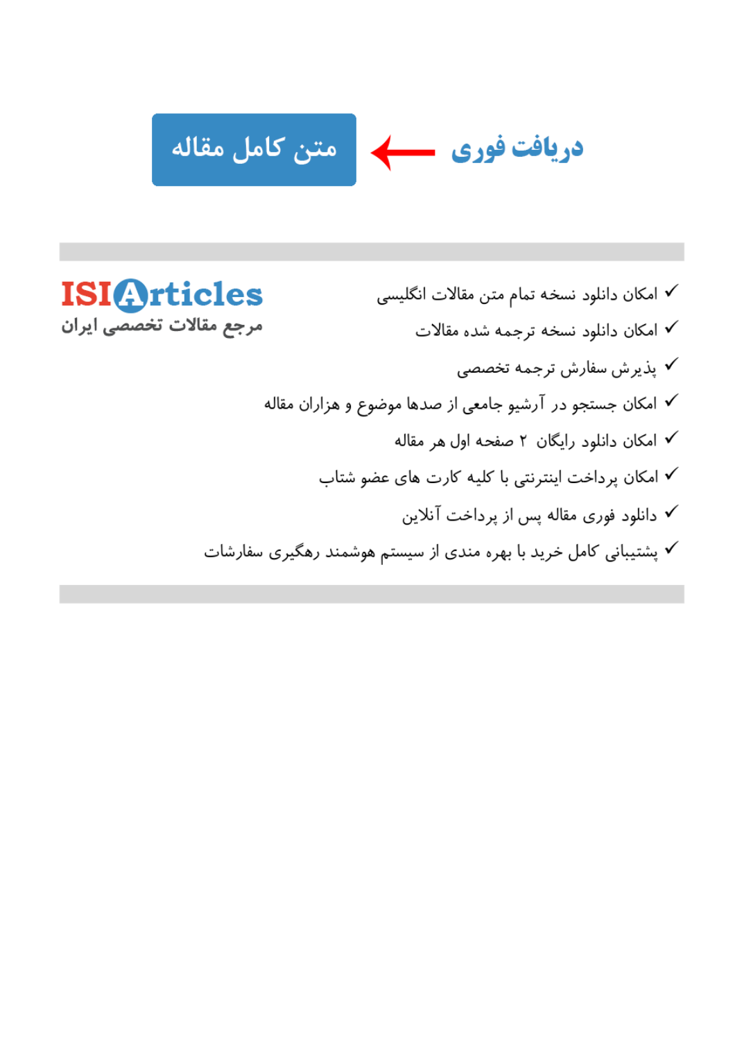دریافت فوری ← متن کامل مقاله

**ISIArticles**
مرجع مقالات تخصصی ایران

- ✓ امکان دانلود نسخه تمام متن مقالات انگلیسی
- ✓ امکان دانلود نسخه ترجمه شده مقالات
- ✓ پذیرش سفارش ترجمه تخصصی
- ✓ امکان جستجو در آرشیو جامعی از صدها موضوع و هزاران مقاله
- ✓ امکان دانلود رایگان ۲ صفحه اول هر مقاله
- ✓ امکان پرداخت اینترنتی با کلیه کارت های عضو شتاب
- ✓ دانلود فوری مقاله پس از پرداخت آنلاین
- ✓ پشتیبانی کامل خرید با بهره مندی از سیستم هوشمند رهگیری سفارشات